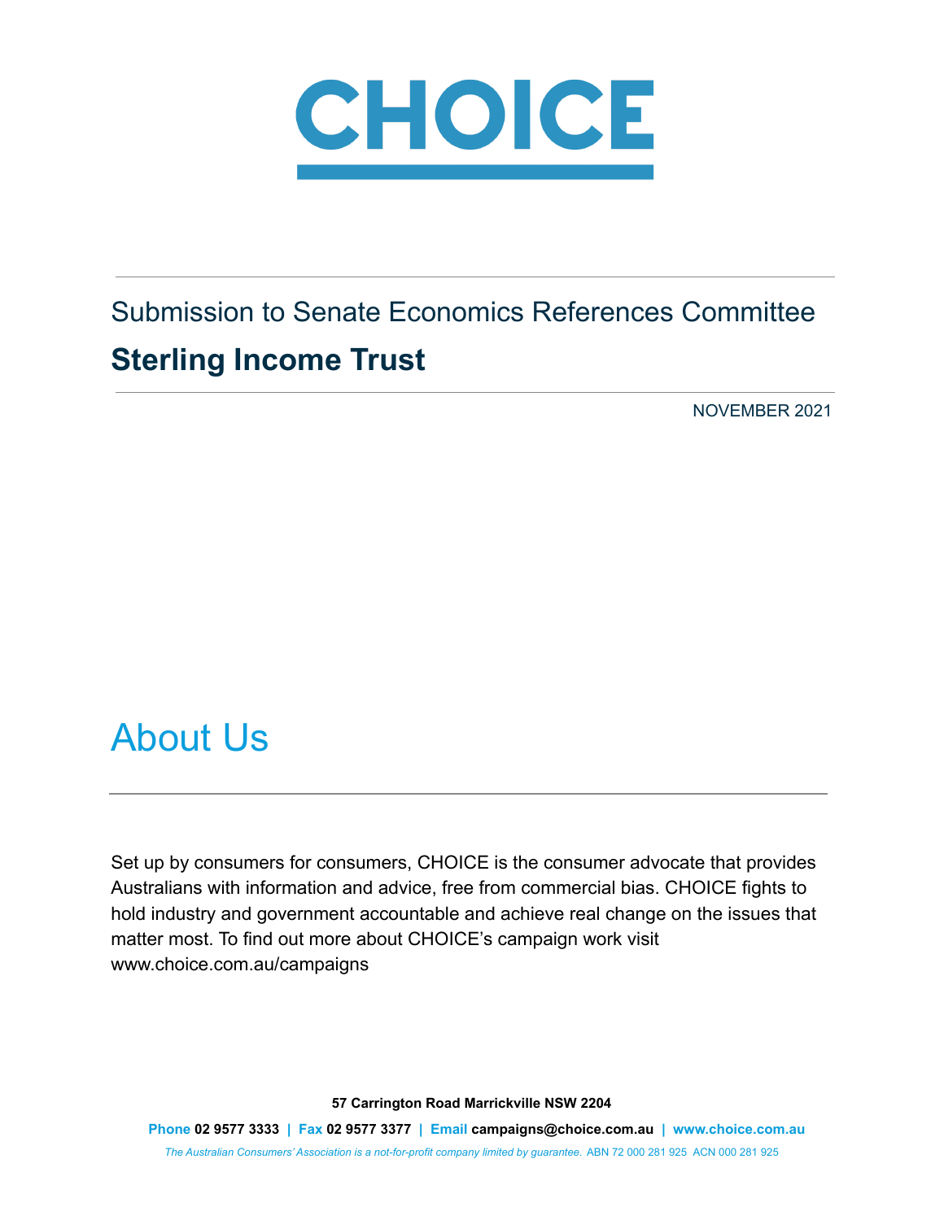# CHOICE

Submission to Senate Economics References Committee

## Sterling Income Trust

NOVEMBER 2021

## About Us

Set up by consumers for consumers, CHOICE is the consumer advocate that provides Australians with information and advice, free from commercial bias. CHOICE fights to hold industry and government accountable and achieve real change on the issues that matter most. To find out more about CHOICE's campaign work visit www.choice.com.au/campaigns

**57 Carrington Road Marrickville NSW 2204**

**Phone 02 9577 3333 | Fax 02 9577 3377 | Email campaigns@choice.com.au | www.choice.com.au**

*The Australian Consumers' Association is a not-for-profit company limited by guarantee.* ABN 72 000 281 925 ACN 000 281 925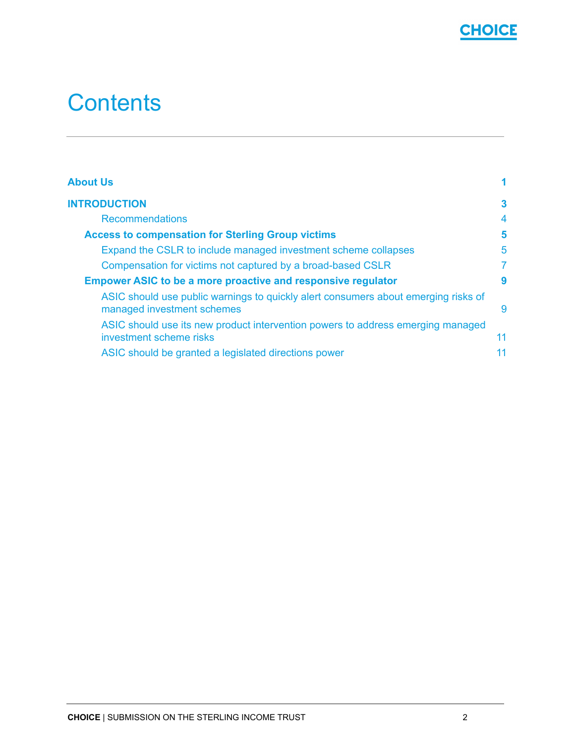# Contents

| | |
|---|---|
| **About Us** | **1** |
| **INTRODUCTION** | **3** |
| Recommendations | 4 |
| **Access to compensation for Sterling Group victims** | **5** |
| Expand the CSLR to include managed investment scheme collapses | 5 |
| Compensation for victims not captured by a broad-based CSLR | 7 |
| **Empower ASIC to be a more proactive and responsive regulator** | **9** |
| ASIC should use public warnings to quickly alert consumers about emerging risks of managed investment schemes | 9 |
| ASIC should use its new product intervention powers to address emerging managed investment scheme risks | 11 |
| ASIC should be granted a legislated directions power | 11 |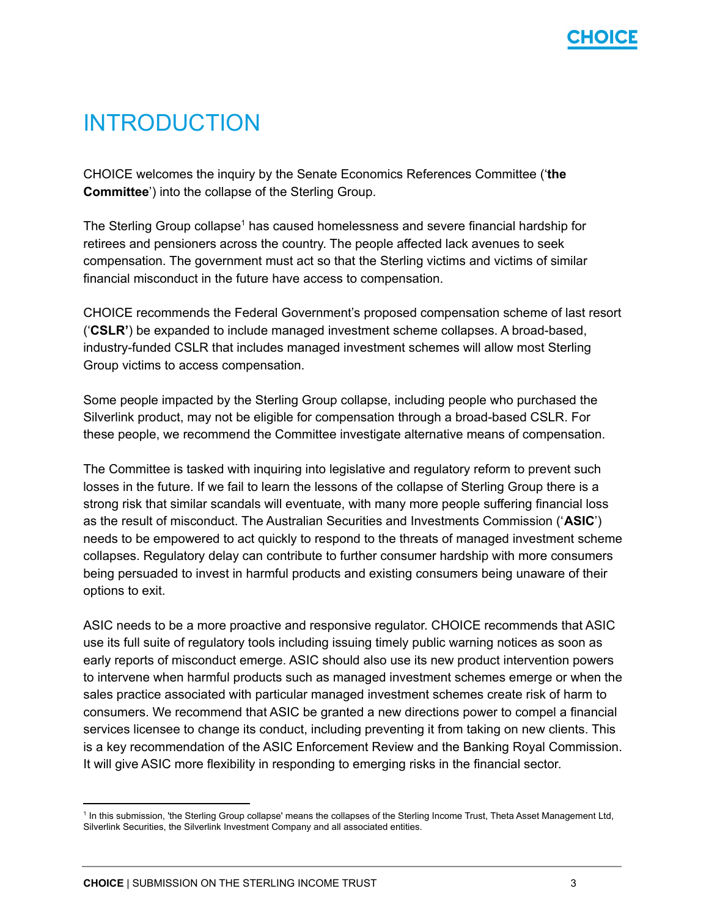# INTRODUCTION

CHOICE welcomes the inquiry by the Senate Economics References Committee ('**the Committee**') into the collapse of the Sterling Group.

The Sterling Group collapse[1] has caused homelessness and severe financial hardship for retirees and pensioners across the country. The people affected lack avenues to seek compensation. The government must act so that the Sterling victims and victims of similar financial misconduct in the future have access to compensation.

CHOICE recommends the Federal Government's proposed compensation scheme of last resort ('**CSLR'**) be expanded to include managed investment scheme collapses. A broad-based, industry-funded CSLR that includes managed investment schemes will allow most Sterling Group victims to access compensation.

Some people impacted by the Sterling Group collapse, including people who purchased the Silverlink product, may not be eligible for compensation through a broad-based CSLR. For these people, we recommend the Committee investigate alternative means of compensation.

The Committee is tasked with inquiring into legislative and regulatory reform to prevent such losses in the future. If we fail to learn the lessons of the collapse of Sterling Group there is a strong risk that similar scandals will eventuate, with many more people suffering financial loss as the result of misconduct. The Australian Securities and Investments Commission ('**ASIC**') needs to be empowered to act quickly to respond to the threats of managed investment scheme collapses. Regulatory delay can contribute to further consumer hardship with more consumers being persuaded to invest in harmful products and existing consumers being unaware of their options to exit.

ASIC needs to be a more proactive and responsive regulator. CHOICE recommends that ASIC use its full suite of regulatory tools including issuing timely public warning notices as soon as early reports of misconduct emerge. ASIC should also use its new product intervention powers to intervene when harmful products such as managed investment schemes emerge or when the sales practice associated with particular managed investment schemes create risk of harm to consumers. We recommend that ASIC be granted a new directions power to compel a financial services licensee to change its conduct, including preventing it from taking on new clients. This is a key recommendation of the ASIC Enforcement Review and the Banking Royal Commission. It will give ASIC more flexibility in responding to emerging risks in the financial sector.

---

[1] In this submission, 'the Sterling Group collapse' means the collapses of the Sterling Income Trust, Theta Asset Management Ltd, Silverlink Securities, the Silverlink Investment Company and all associated entities.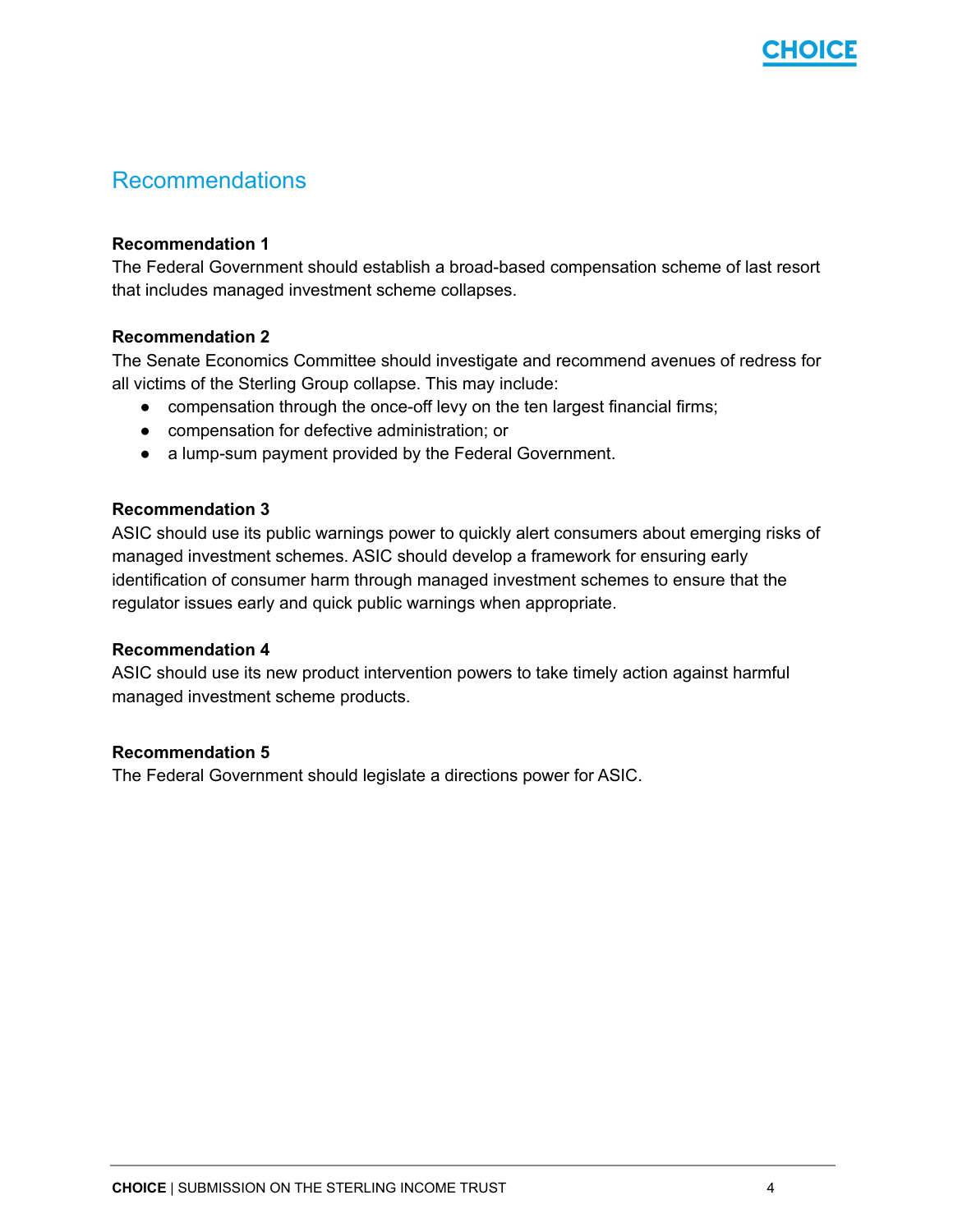## Recommendations

**Recommendation 1**
The Federal Government should establish a broad-based compensation scheme of last resort that includes managed investment scheme collapses.

**Recommendation 2**
The Senate Economics Committee should investigate and recommend avenues of redress for all victims of the Sterling Group collapse. This may include:

- compensation through the once-off levy on the ten largest financial firms;
- compensation for defective administration; or
- a lump-sum payment provided by the Federal Government.

**Recommendation 3**
ASIC should use its public warnings power to quickly alert consumers about emerging risks of managed investment schemes. ASIC should develop a framework for ensuring early identification of consumer harm through managed investment schemes to ensure that the regulator issues early and quick public warnings when appropriate.

**Recommendation 4**
ASIC should use its new product intervention powers to take timely action against harmful managed investment scheme products.

**Recommendation 5**
The Federal Government should legislate a directions power for ASIC.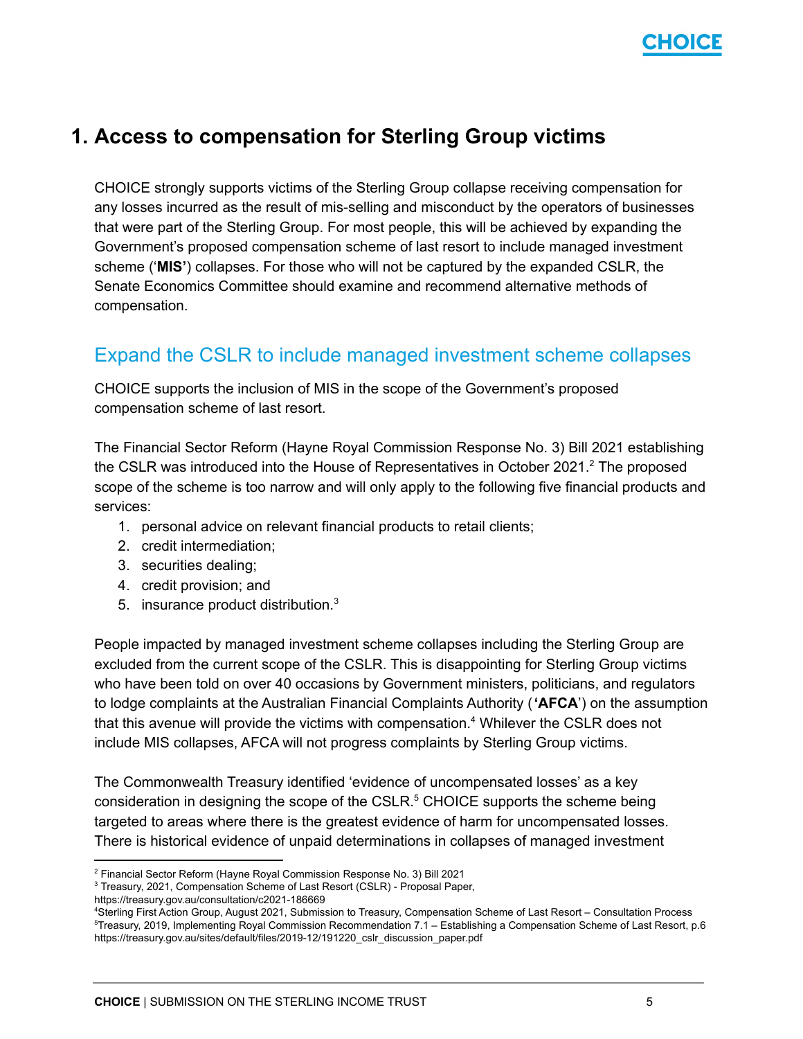# 1. Access to compensation for Sterling Group victims

CHOICE strongly supports victims of the Sterling Group collapse receiving compensation for any losses incurred as the result of mis-selling and misconduct by the operators of businesses that were part of the Sterling Group. For most people, this will be achieved by expanding the Government's proposed compensation scheme of last resort to include managed investment scheme ('**MIS'**) collapses. For those who will not be captured by the expanded CSLR, the Senate Economics Committee should examine and recommend alternative methods of compensation.

## Expand the CSLR to include managed investment scheme collapses

CHOICE supports the inclusion of MIS in the scope of the Government's proposed compensation scheme of last resort.

The Financial Sector Reform (Hayne Royal Commission Response No. 3) Bill 2021 establishing the CSLR was introduced into the House of Representatives in October 2021.[2] The proposed scope of the scheme is too narrow and will only apply to the following five financial products and services:

1. personal advice on relevant financial products to retail clients;
2. credit intermediation;
3. securities dealing;
4. credit provision; and
5. insurance product distribution.[3]

People impacted by managed investment scheme collapses including the Sterling Group are excluded from the current scope of the CSLR. This is disappointing for Sterling Group victims who have been told on over 40 occasions by Government ministers, politicians, and regulators to lodge complaints at the Australian Financial Complaints Authority (**'AFCA**') on the assumption that this avenue will provide the victims with compensation.[4] Whilever the CSLR does not include MIS collapses, AFCA will not progress complaints by Sterling Group victims.

The Commonwealth Treasury identified 'evidence of uncompensated losses' as a key consideration in designing the scope of the CSLR.[5] CHOICE supports the scheme being targeted to areas where there is the greatest evidence of harm for uncompensated losses. There is historical evidence of unpaid determinations in collapses of managed investment

---

[2] Financial Sector Reform (Hayne Royal Commission Response No. 3) Bill 2021

[3] Treasury, 2021, Compensation Scheme of Last Resort (CSLR) - Proposal Paper, https://treasury.gov.au/consultation/c2021-186669

[4] Sterling First Action Group, August 2021, Submission to Treasury, Compensation Scheme of Last Resort – Consultation Process

[5] Treasury, 2019, Implementing Royal Commission Recommendation 7.1 – Establishing a Compensation Scheme of Last Resort, p.6 https://treasury.gov.au/sites/default/files/2019-12/191220_cslr_discussion_paper.pdf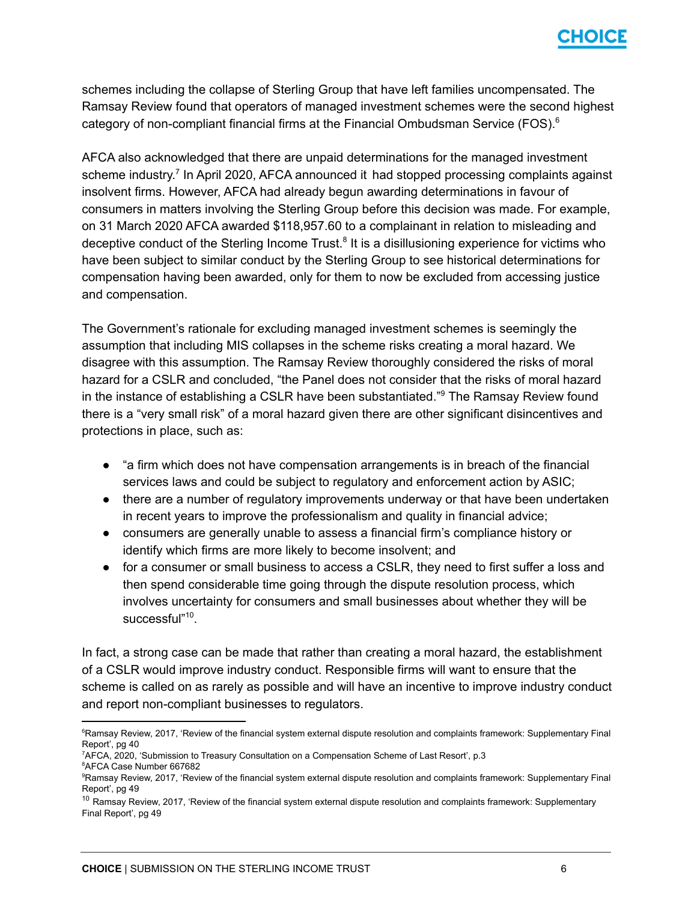schemes including the collapse of Sterling Group that have left families uncompensated. The Ramsay Review found that operators of managed investment schemes were the second highest category of non-compliant financial firms at the Financial Ombudsman Service (FOS).[6]

AFCA also acknowledged that there are unpaid determinations for the managed investment scheme industry.[7] In April 2020, AFCA announced it had stopped processing complaints against insolvent firms. However, AFCA had already begun awarding determinations in favour of consumers in matters involving the Sterling Group before this decision was made. For example, on 31 March 2020 AFCA awarded $118,957.60 to a complainant in relation to misleading and deceptive conduct of the Sterling Income Trust.[8] It is a disillusioning experience for victims who have been subject to similar conduct by the Sterling Group to see historical determinations for compensation having been awarded, only for them to now be excluded from accessing justice and compensation.

The Government's rationale for excluding managed investment schemes is seemingly the assumption that including MIS collapses in the scheme risks creating a moral hazard. We disagree with this assumption. The Ramsay Review thoroughly considered the risks of moral hazard for a CSLR and concluded, "the Panel does not consider that the risks of moral hazard in the instance of establishing a CSLR have been substantiated."[9] The Ramsay Review found there is a "very small risk" of a moral hazard given there are other significant disincentives and protections in place, such as:

- "a firm which does not have compensation arrangements is in breach of the financial services laws and could be subject to regulatory and enforcement action by ASIC;
- there are a number of regulatory improvements underway or that have been undertaken in recent years to improve the professionalism and quality in financial advice;
- consumers are generally unable to assess a financial firm's compliance history or identify which firms are more likely to become insolvent; and
- for a consumer or small business to access a CSLR, they need to first suffer a loss and then spend considerable time going through the dispute resolution process, which involves uncertainty for consumers and small businesses about whether they will be successful"[10].

In fact, a strong case can be made that rather than creating a moral hazard, the establishment of a CSLR would improve industry conduct. Responsible firms will want to ensure that the scheme is called on as rarely as possible and will have an incentive to improve industry conduct and report non-compliant businesses to regulators.

---

[6] Ramsay Review, 2017, 'Review of the financial system external dispute resolution and complaints framework: Supplementary Final Report', pg 40

[7] AFCA, 2020, 'Submission to Treasury Consultation on a Compensation Scheme of Last Resort', p.3

[8] AFCA Case Number 667682

[9] Ramsay Review, 2017, 'Review of the financial system external dispute resolution and complaints framework: Supplementary Final Report', pg 49

[10] Ramsay Review, 2017, 'Review of the financial system external dispute resolution and complaints framework: Supplementary Final Report', pg 49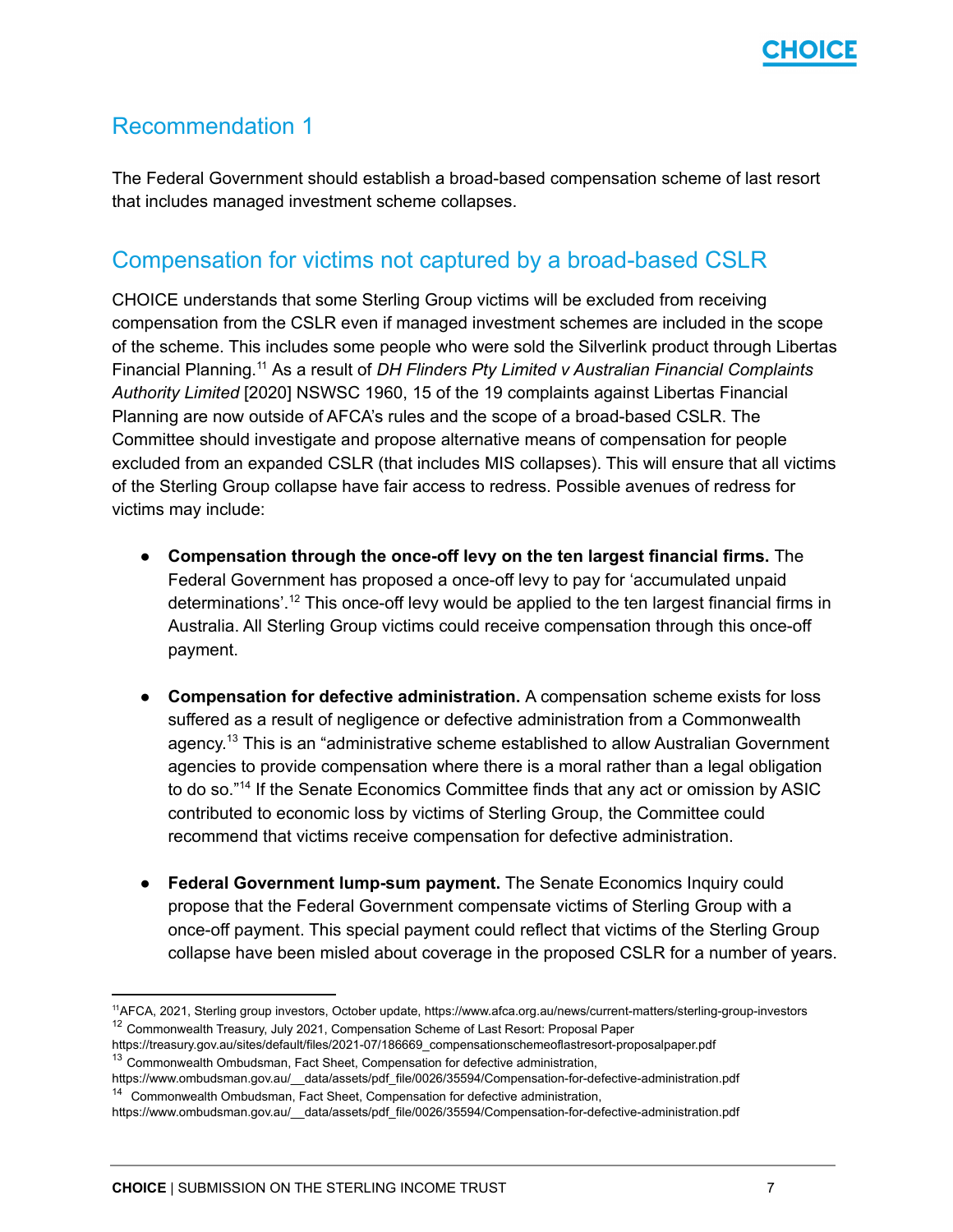## Recommendation 1

The Federal Government should establish a broad-based compensation scheme of last resort that includes managed investment scheme collapses.

## Compensation for victims not captured by a broad-based CSLR

CHOICE understands that some Sterling Group victims will be excluded from receiving compensation from the CSLR even if managed investment schemes are included in the scope of the scheme. This includes some people who were sold the Silverlink product through Libertas Financial Planning.[11] As a result of *DH Flinders Pty Limited v Australian Financial Complaints Authority Limited* [2020] NSWSC 1960, 15 of the 19 complaints against Libertas Financial Planning are now outside of AFCA's rules and the scope of a broad-based CSLR. The Committee should investigate and propose alternative means of compensation for people excluded from an expanded CSLR (that includes MIS collapses). This will ensure that all victims of the Sterling Group collapse have fair access to redress. Possible avenues of redress for victims may include:

- **Compensation through the once-off levy on the ten largest financial firms.** The Federal Government has proposed a once-off levy to pay for 'accumulated unpaid determinations'.[12] This once-off levy would be applied to the ten largest financial firms in Australia. All Sterling Group victims could receive compensation through this once-off payment.

- **Compensation for defective administration.** A compensation scheme exists for loss suffered as a result of negligence or defective administration from a Commonwealth agency.[13] This is an "administrative scheme established to allow Australian Government agencies to provide compensation where there is a moral rather than a legal obligation to do so."[14] If the Senate Economics Committee finds that any act or omission by ASIC contributed to economic loss by victims of Sterling Group, the Committee could recommend that victims receive compensation for defective administration.

- **Federal Government lump-sum payment.** The Senate Economics Inquiry could propose that the Federal Government compensate victims of Sterling Group with a once-off payment. This special payment could reflect that victims of the Sterling Group collapse have been misled about coverage in the proposed CSLR for a number of years.

---

[11] AFCA, 2021, Sterling group investors, October update, https://www.afca.org.au/news/current-matters/sterling-group-investors

[12] Commonwealth Treasury, July 2021, Compensation Scheme of Last Resort: Proposal Paper https://treasury.gov.au/sites/default/files/2021-07/186669_compensationschemeoflastresort-proposalpaper.pdf

[13] Commonwealth Ombudsman, Fact Sheet, Compensation for defective administration, https://www.ombudsman.gov.au/__data/assets/pdf_file/0026/35594/Compensation-for-defective-administration.pdf

[14] Commonwealth Ombudsman, Fact Sheet, Compensation for defective administration, https://www.ombudsman.gov.au/__data/assets/pdf_file/0026/35594/Compensation-for-defective-administration.pdf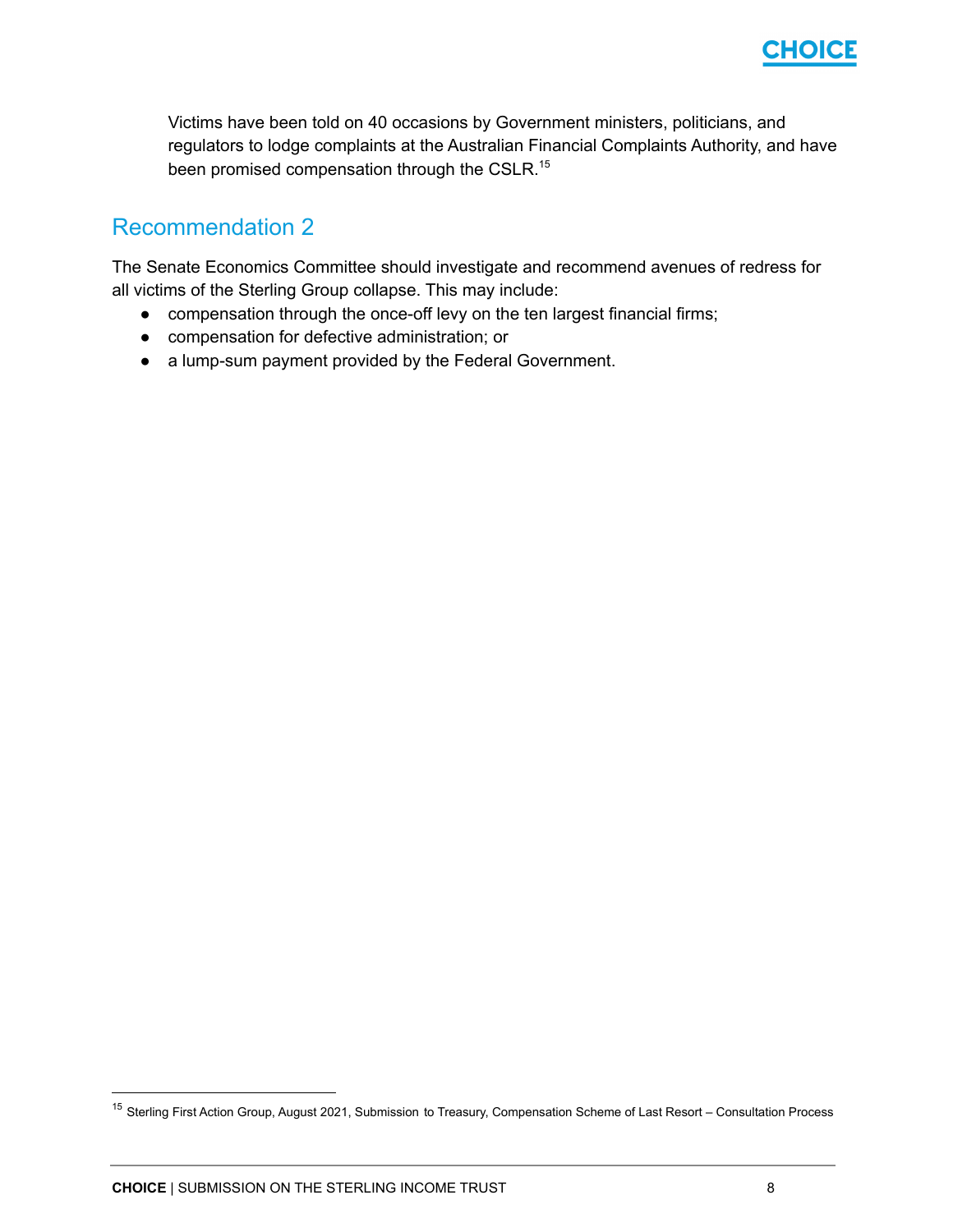> Victims have been told on 40 occasions by Government ministers, politicians, and regulators to lodge complaints at the Australian Financial Complaints Authority, and have been promised compensation through the CSLR.[15]

## Recommendation 2

The Senate Economics Committee should investigate and recommend avenues of redress for all victims of the Sterling Group collapse. This may include:

- compensation through the once-off levy on the ten largest financial firms;
- compensation for defective administration; or
- a lump-sum payment provided by the Federal Government.

---

[15] Sterling First Action Group, August 2021, Submission to Treasury, Compensation Scheme of Last Resort – Consultation Process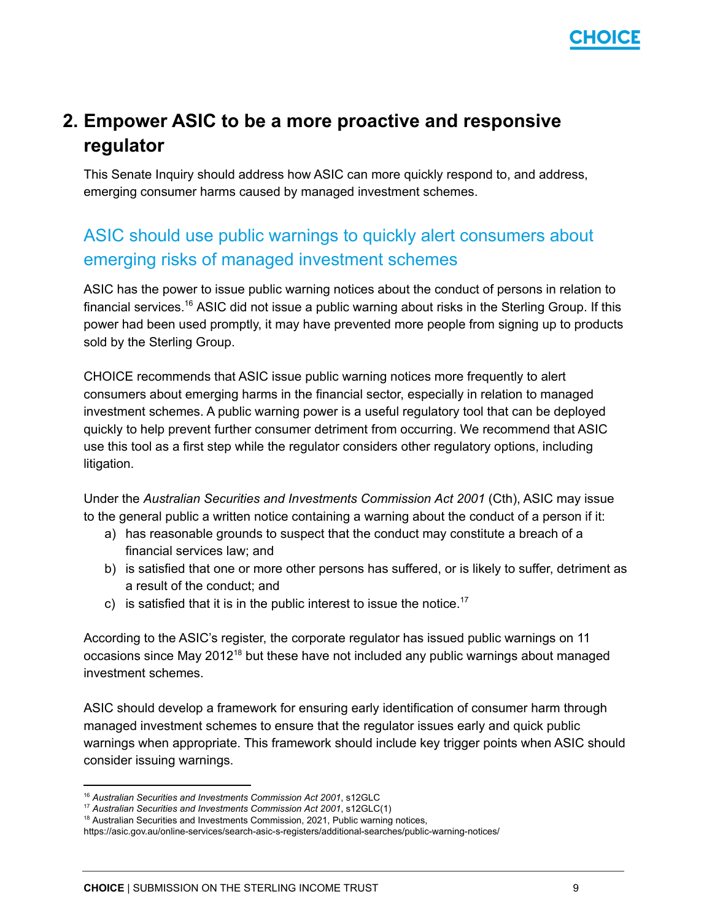## 2. Empower ASIC to be a more proactive and responsive regulator

This Senate Inquiry should address how ASIC can more quickly respond to, and address, emerging consumer harms caused by managed investment schemes.

### ASIC should use public warnings to quickly alert consumers about emerging risks of managed investment schemes

ASIC has the power to issue public warning notices about the conduct of persons in relation to financial services.[16] ASIC did not issue a public warning about risks in the Sterling Group. If this power had been used promptly, it may have prevented more people from signing up to products sold by the Sterling Group.

CHOICE recommends that ASIC issue public warning notices more frequently to alert consumers about emerging harms in the financial sector, especially in relation to managed investment schemes. A public warning power is a useful regulatory tool that can be deployed quickly to help prevent further consumer detriment from occurring. We recommend that ASIC use this tool as a first step while the regulator considers other regulatory options, including litigation.

Under the *Australian Securities and Investments Commission Act 2001* (Cth), ASIC may issue to the general public a written notice containing a warning about the conduct of a person if it:

a) has reasonable grounds to suspect that the conduct may constitute a breach of a financial services law; and
b) is satisfied that one or more other persons has suffered, or is likely to suffer, detriment as a result of the conduct; and
c) is satisfied that it is in the public interest to issue the notice.[17]

According to the ASIC's register, the corporate regulator has issued public warnings on 11 occasions since May 2012[18] but these have not included any public warnings about managed investment schemes.

ASIC should develop a framework for ensuring early identification of consumer harm through managed investment schemes to ensure that the regulator issues early and quick public warnings when appropriate. This framework should include key trigger points when ASIC should consider issuing warnings.

---

[16] *Australian Securities and Investments Commission Act 2001*, s12GLC
[17] *Australian Securities and Investments Commission Act 2001*, s12GLC(1)
[18] Australian Securities and Investments Commission, 2021, Public warning notices, https://asic.gov.au/online-services/search-asic-s-registers/additional-searches/public-warning-notices/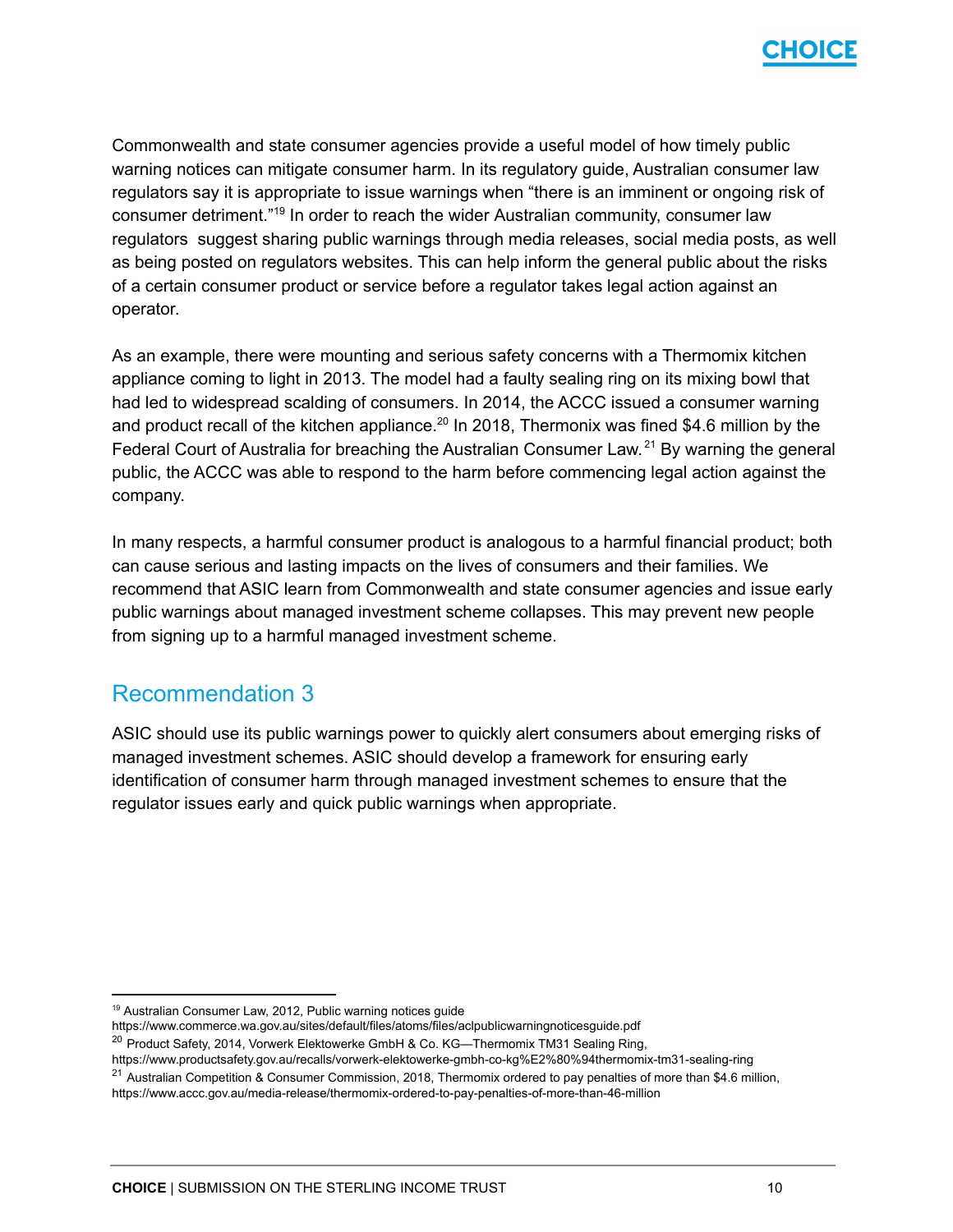Commonwealth and state consumer agencies provide a useful model of how timely public warning notices can mitigate consumer harm. In its regulatory guide, Australian consumer law regulators say it is appropriate to issue warnings when "there is an imminent or ongoing risk of consumer detriment."[19] In order to reach the wider Australian community, consumer law regulators suggest sharing public warnings through media releases, social media posts, as well as being posted on regulators websites. This can help inform the general public about the risks of a certain consumer product or service before a regulator takes legal action against an operator.

As an example, there were mounting and serious safety concerns with a Thermomix kitchen appliance coming to light in 2013. The model had a faulty sealing ring on its mixing bowl that had led to widespread scalding of consumers. In 2014, the ACCC issued a consumer warning and product recall of the kitchen appliance.[20] In 2018, Thermonix was fined $4.6 million by the Federal Court of Australia for breaching the Australian Consumer Law.[21] By warning the general public, the ACCC was able to respond to the harm before commencing legal action against the company.

In many respects, a harmful consumer product is analogous to a harmful financial product; both can cause serious and lasting impacts on the lives of consumers and their families. We recommend that ASIC learn from Commonwealth and state consumer agencies and issue early public warnings about managed investment scheme collapses. This may prevent new people from signing up to a harmful managed investment scheme.

## Recommendation 3

ASIC should use its public warnings power to quickly alert consumers about emerging risks of managed investment schemes. ASIC should develop a framework for ensuring early identification of consumer harm through managed investment schemes to ensure that the regulator issues early and quick public warnings when appropriate.

---

[19] Australian Consumer Law, 2012, Public warning notices guide https://www.commerce.wa.gov.au/sites/default/files/atoms/files/aclpublicwarningnoticesguide.pdf

[20] Product Safety, 2014, Vorwerk Elektowerke GmbH & Co. KG—Thermomix TM31 Sealing Ring, https://www.productsafety.gov.au/recalls/vorwerk-elektowerke-gmbh-co-kg%E2%80%94thermomix-tm31-sealing-ring

[21] Australian Competition & Consumer Commission, 2018, Thermomix ordered to pay penalties of more than $4.6 million, https://www.accc.gov.au/media-release/thermomix-ordered-to-pay-penalties-of-more-than-46-million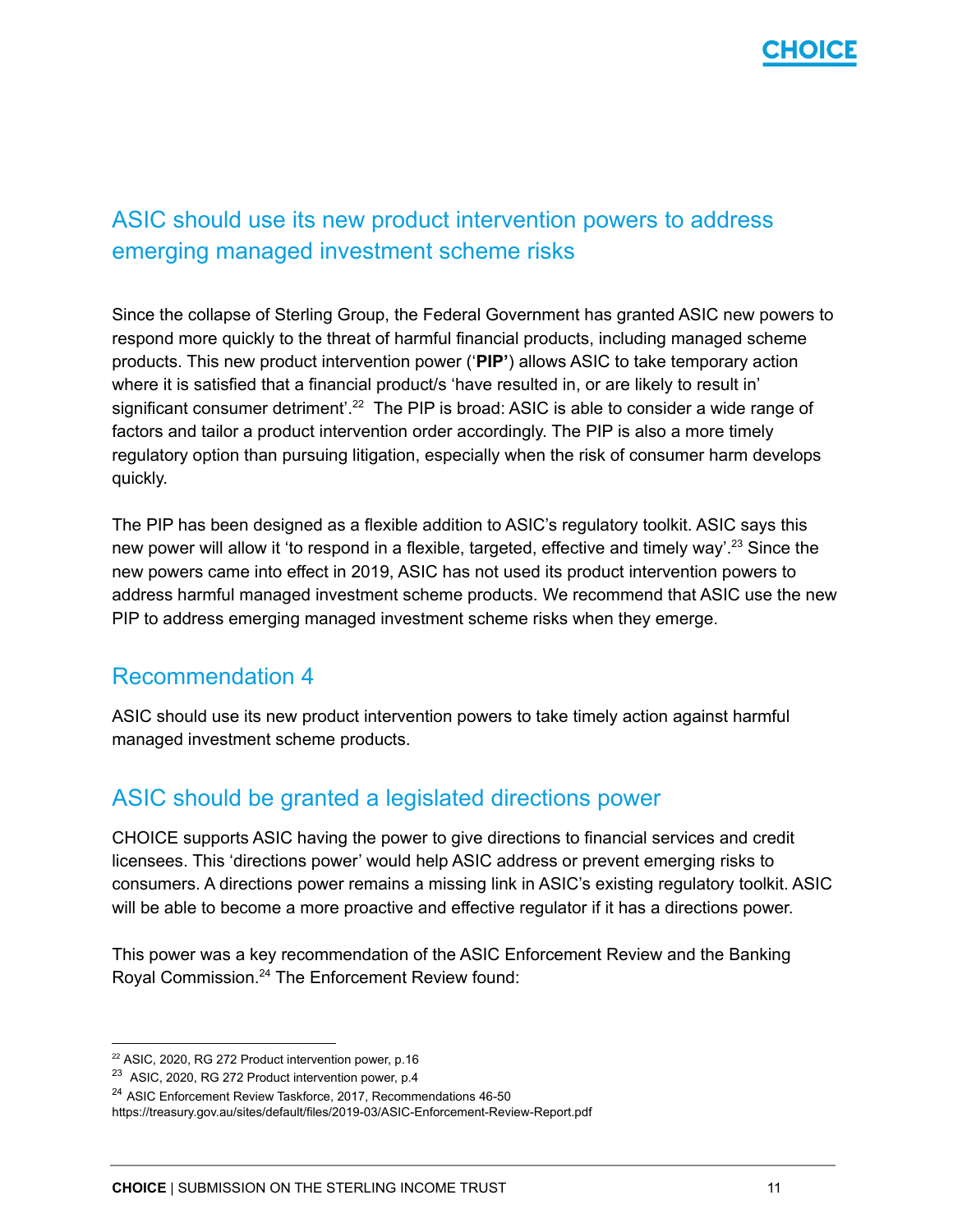## ASIC should use its new product intervention powers to address emerging managed investment scheme risks

Since the collapse of Sterling Group, the Federal Government has granted ASIC new powers to respond more quickly to the threat of harmful financial products, including managed scheme products. This new product intervention power ('**PIP'**) allows ASIC to take temporary action where it is satisfied that a financial product/s 'have resulted in, or are likely to result in' significant consumer detriment'.[22] The PIP is broad: ASIC is able to consider a wide range of factors and tailor a product intervention order accordingly. The PIP is also a more timely regulatory option than pursuing litigation, especially when the risk of consumer harm develops quickly.

The PIP has been designed as a flexible addition to ASIC's regulatory toolkit. ASIC says this new power will allow it 'to respond in a flexible, targeted, effective and timely way'.[23] Since the new powers came into effect in 2019, ASIC has not used its product intervention powers to address harmful managed investment scheme products. We recommend that ASIC use the new PIP to address emerging managed investment scheme risks when they emerge.

## Recommendation 4

ASIC should use its new product intervention powers to take timely action against harmful managed investment scheme products.

## ASIC should be granted a legislated directions power

CHOICE supports ASIC having the power to give directions to financial services and credit licensees. This 'directions power' would help ASIC address or prevent emerging risks to consumers. A directions power remains a missing link in ASIC's existing regulatory toolkit. ASIC will be able to become a more proactive and effective regulator if it has a directions power.

This power was a key recommendation of the ASIC Enforcement Review and the Banking Royal Commission.[24] The Enforcement Review found:

---

[22] ASIC, 2020, RG 272 Product intervention power, p.16

[23] ASIC, 2020, RG 272 Product intervention power, p.4

[24] ASIC Enforcement Review Taskforce, 2017, Recommendations 46-50 https://treasury.gov.au/sites/default/files/2019-03/ASIC-Enforcement-Review-Report.pdf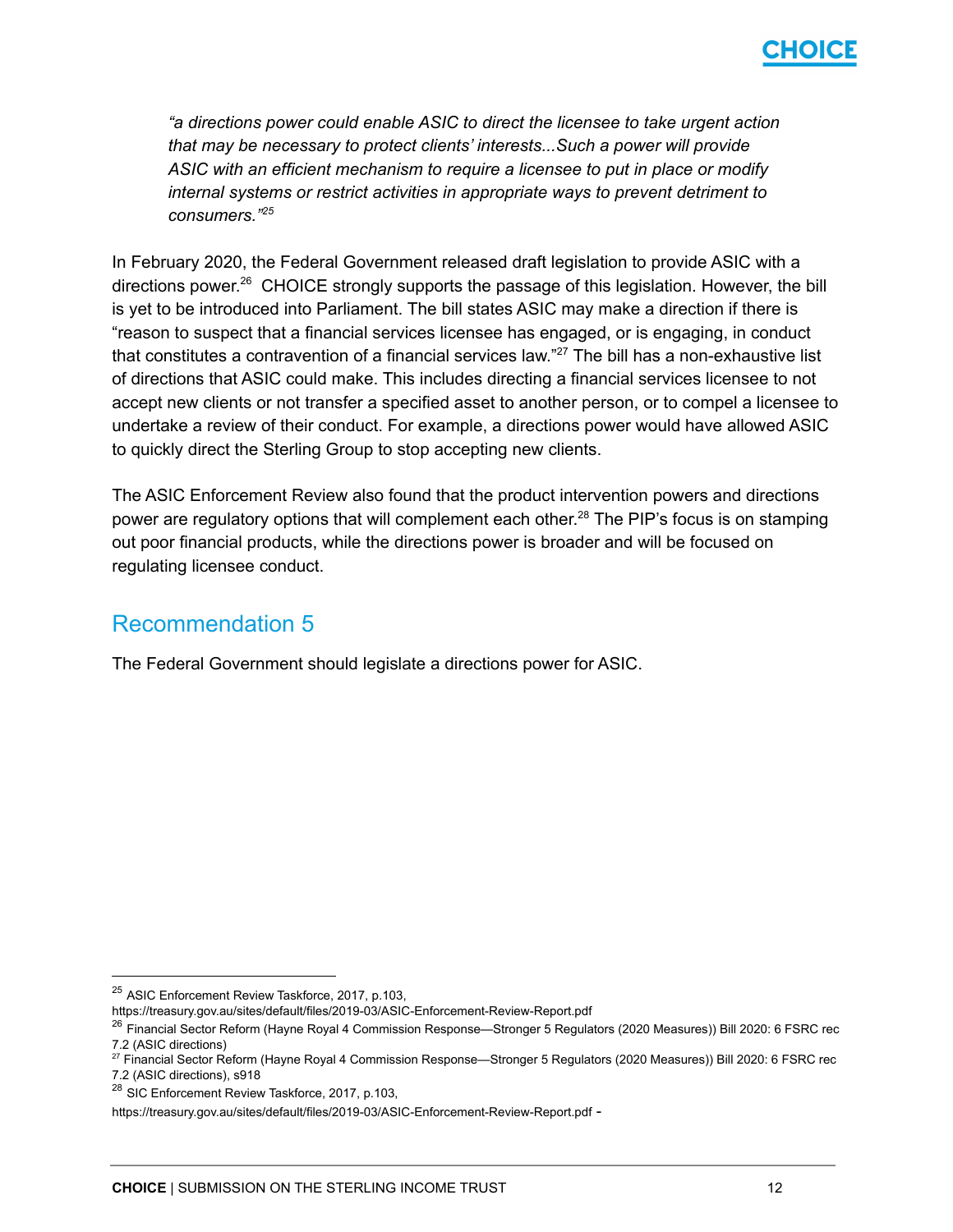*"a directions power could enable ASIC to direct the licensee to take urgent action that may be necessary to protect clients' interests...Such a power will provide ASIC with an efficient mechanism to require a licensee to put in place or modify internal systems or restrict activities in appropriate ways to prevent detriment to consumers."[25]*

In February 2020, the Federal Government released draft legislation to provide ASIC with a directions power.[26] CHOICE strongly supports the passage of this legislation. However, the bill is yet to be introduced into Parliament. The bill states ASIC may make a direction if there is "reason to suspect that a financial services licensee has engaged, or is engaging, in conduct that constitutes a contravention of a financial services law."[27] The bill has a non-exhaustive list of directions that ASIC could make. This includes directing a financial services licensee to not accept new clients or not transfer a specified asset to another person, or to compel a licensee to undertake a review of their conduct. For example, a directions power would have allowed ASIC to quickly direct the Sterling Group to stop accepting new clients.

The ASIC Enforcement Review also found that the product intervention powers and directions power are regulatory options that will complement each other.[28] The PIP's focus is on stamping out poor financial products, while the directions power is broader and will be focused on regulating licensee conduct.

## Recommendation 5

The Federal Government should legislate a directions power for ASIC.

---

[25] ASIC Enforcement Review Taskforce, 2017, p.103, https://treasury.gov.au/sites/default/files/2019-03/ASIC-Enforcement-Review-Report.pdf

[26] Financial Sector Reform (Hayne Royal 4 Commission Response—Stronger 5 Regulators (2020 Measures)) Bill 2020: 6 FSRC rec 7.2 (ASIC directions)

[27] Financial Sector Reform (Hayne Royal 4 Commission Response—Stronger 5 Regulators (2020 Measures)) Bill 2020: 6 FSRC rec 7.2 (ASIC directions), s918

[28] SIC Enforcement Review Taskforce, 2017, p.103, https://treasury.gov.au/sites/default/files/2019-03/ASIC-Enforcement-Review-Report.pdf -